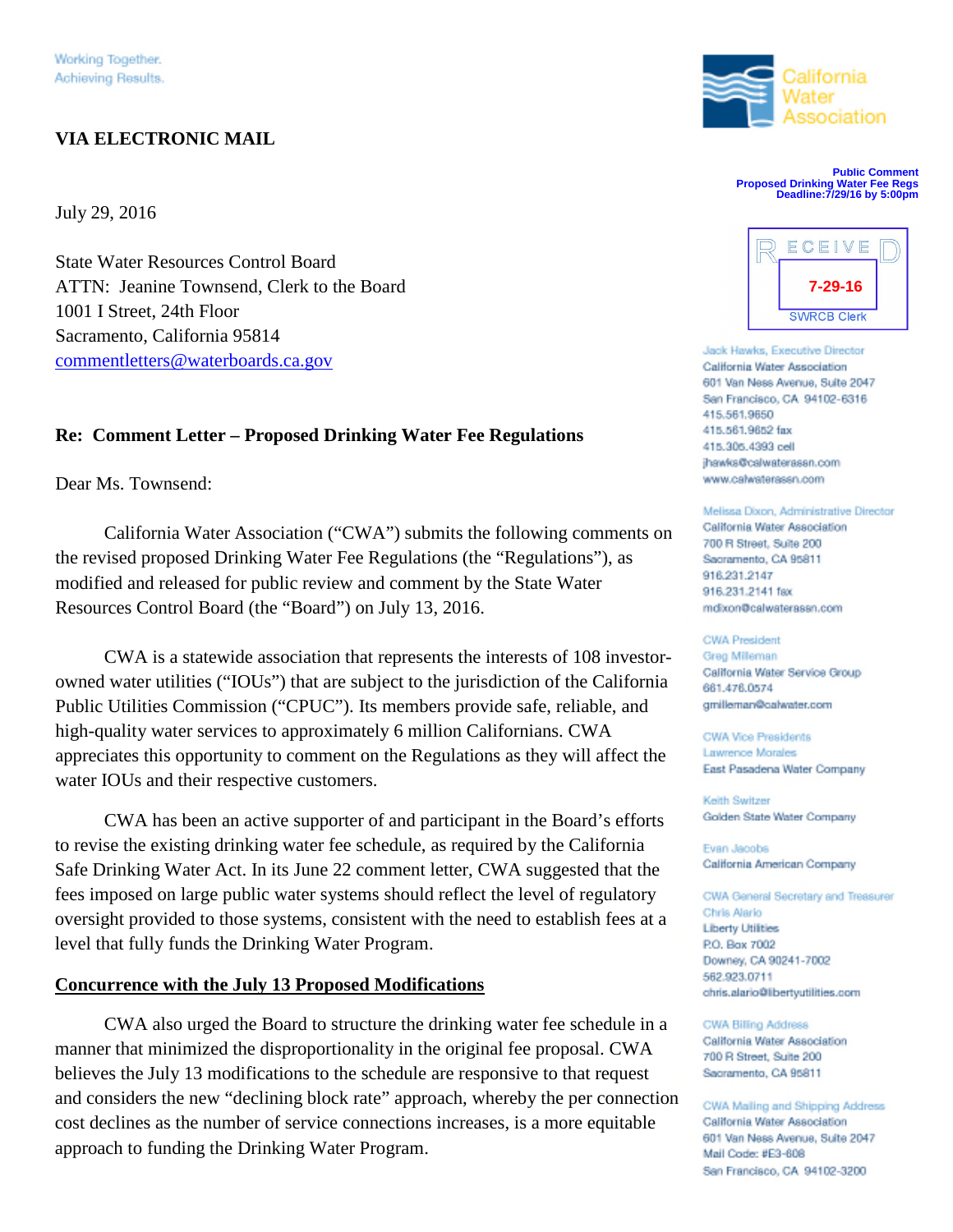Working Together.
Achieving Results.

California Water Association

**VIA ELECTRONIC MAIL**

Public Comment
Proposed Drinking Water Fee Regs
Deadline:7/29/16 by 5:00pm

RECEIVED
7-29-16
SWRCB Clerk

July 29, 2016

State Water Resources Control Board
ATTN: Jeanine Townsend, Clerk to the Board
1001 I Street, 24th Floor
Sacramento, California 95814
commentletters@waterboards.ca.gov

**Re: Comment Letter – Proposed Drinking Water Fee Regulations**

Dear Ms. Townsend:

California Water Association ("CWA") submits the following comments on the revised proposed Drinking Water Fee Regulations (the "Regulations"), as modified and released for public review and comment by the State Water Resources Control Board (the "Board") on July 13, 2016.

CWA is a statewide association that represents the interests of 108 investor-owned water utilities ("IOUs") that are subject to the jurisdiction of the California Public Utilities Commission ("CPUC"). Its members provide safe, reliable, and high-quality water services to approximately 6 million Californians. CWA appreciates this opportunity to comment on the Regulations as they will affect the water IOUs and their respective customers.

CWA has been an active supporter of and participant in the Board's efforts to revise the existing drinking water fee schedule, as required by the California Safe Drinking Water Act. In its June 22 comment letter, CWA suggested that the fees imposed on large public water systems should reflect the level of regulatory oversight provided to those systems, consistent with the need to establish fees at a level that fully funds the Drinking Water Program.

**Concurrence with the July 13 Proposed Modifications**

CWA also urged the Board to structure the drinking water fee schedule in a manner that minimized the disproportionality in the original fee proposal. CWA believes the July 13 modifications to the schedule are responsive to that request and considers the new "declining block rate" approach, whereby the per connection cost declines as the number of service connections increases, is a more equitable approach to funding the Drinking Water Program.

Jack Hawks, Executive Director
California Water Association
601 Van Ness Avenue, Suite 2047
San Francisco, CA 94102-6316
415.561.9650
415.561.9652 fax
415.305.4393 cell
jhawks@calwaterassn.com
www.calwaterassn.com

Melissa Dixon, Administrative Director
California Water Association
700 R Street, Suite 200
Sacramento, CA 95811
916.231.2147
916.231.2141 fax
mdixon@calwaterassn.com

CWA President
Greg Milleman
California Water Service Group
661.476.0574
gmilleman@calwater.com

CWA Vice Presidents
Lawrence Morales
East Pasadena Water Company

Keith Switzer
Golden State Water Company

Evan Jacobs
California American Company

CWA General Secretary and Treasurer
Chris Alario
Liberty Utilities
P.O. Box 7002
Downey, CA 90241-7002
562.923.0711
chris.alario@libertyutilities.com

CWA Billing Address
California Water Association
700 R Street, Suite 200
Sacramento, CA 95811

CWA Mailing and Shipping Address
California Water Association
601 Van Ness Avenue, Suite 2047
Mail Code: #E3-608
San Francisco, CA 94102-3200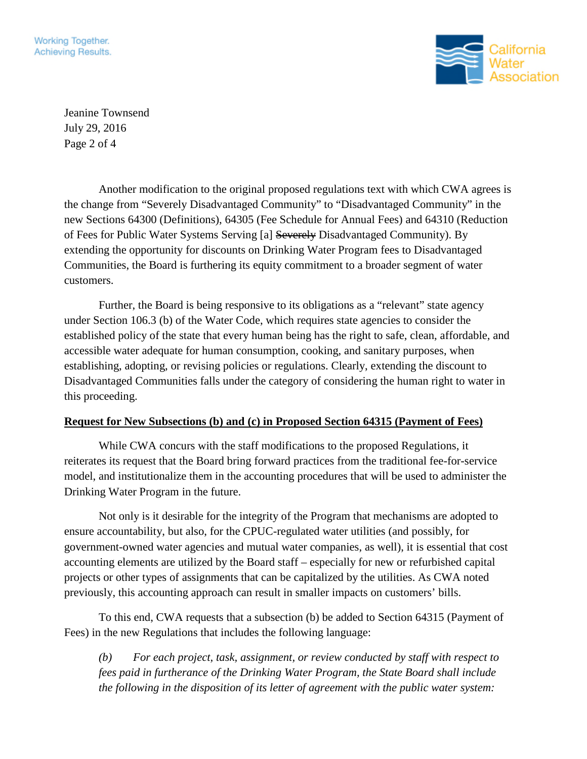Another modification to the original proposed regulations text with which CWA agrees is the change from "Severely Disadvantaged Community" to "Disadvantaged Community" in the new Sections 64300 (Definitions), 64305 (Fee Schedule for Annual Fees) and 64310 (Reduction of Fees for Public Water Systems Serving [a] ~~Severely~~ Disadvantaged Community). By extending the opportunity for discounts on Drinking Water Program fees to Disadvantaged Communities, the Board is furthering its equity commitment to a broader segment of water customers.

Further, the Board is being responsive to its obligations as a "relevant" state agency under Section 106.3 (b) of the Water Code, which requires state agencies to consider the established policy of the state that every human being has the right to safe, clean, affordable, and accessible water adequate for human consumption, cooking, and sanitary purposes, when establishing, adopting, or revising policies or regulations. Clearly, extending the discount to Disadvantaged Communities falls under the category of considering the human right to water in this proceeding.

**<u>Request for New Subsections (b) and (c) in Proposed Section 64315 (Payment of Fees)</u>**

While CWA concurs with the staff modifications to the proposed Regulations, it reiterates its request that the Board bring forward practices from the traditional fee-for-service model, and institutionalize them in the accounting procedures that will be used to administer the Drinking Water Program in the future.

Not only is it desirable for the integrity of the Program that mechanisms are adopted to ensure accountability, but also, for the CPUC-regulated water utilities (and possibly, for government-owned water agencies and mutual water companies, as well), it is essential that cost accounting elements are utilized by the Board staff – especially for new or refurbished capital projects or other types of assignments that can be capitalized by the utilities. As CWA noted previously, this accounting approach can result in smaller impacts on customers' bills.

To this end, CWA requests that a subsection (b) be added to Section 64315 (Payment of Fees) in the new Regulations that includes the following language:

> *(b) For each project, task, assignment, or review conducted by staff with respect to fees paid in furtherance of the Drinking Water Program, the State Board shall include the following in the disposition of its letter of agreement with the public water system:*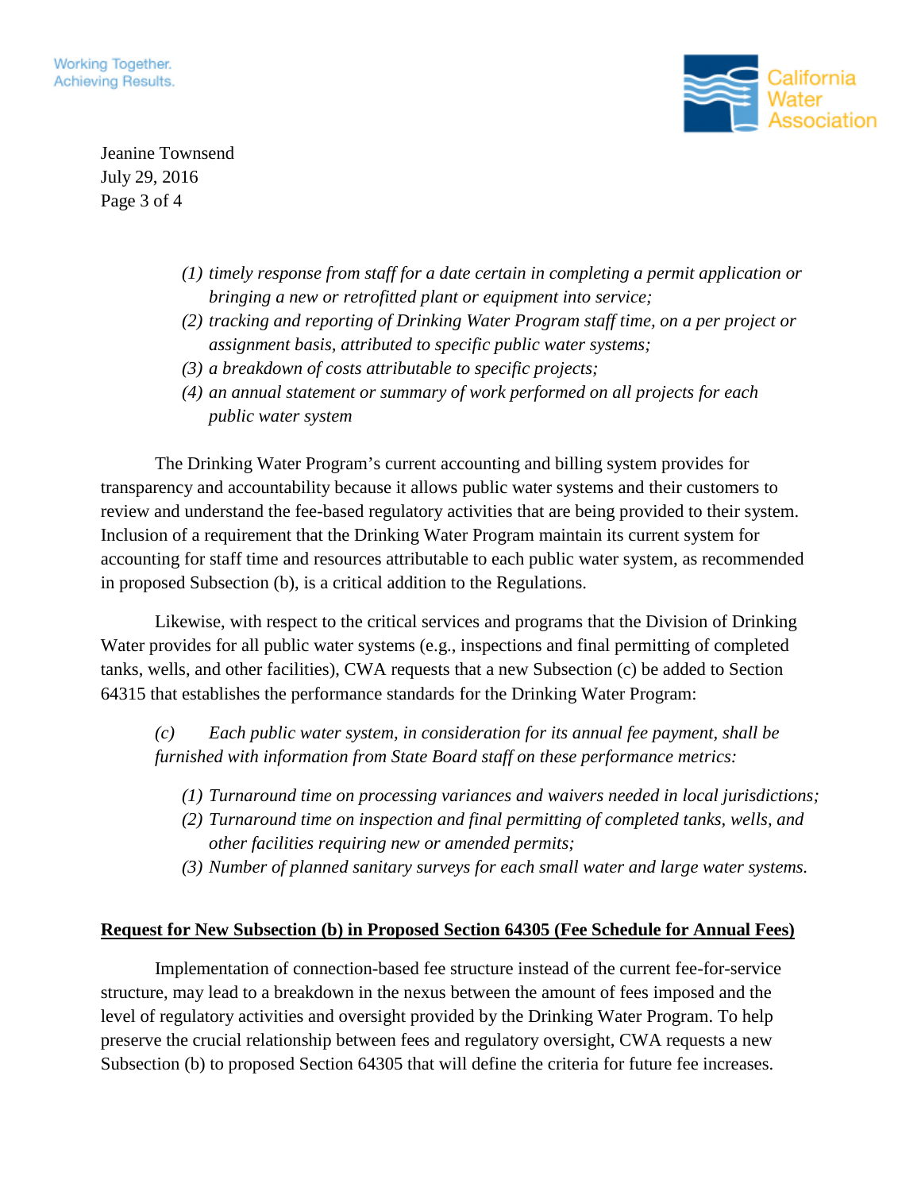*(1) timely response from staff for a date certain in completing a permit application or bringing a new or retrofitted plant or equipment into service;*

*(2) tracking and reporting of Drinking Water Program staff time, on a per project or assignment basis, attributed to specific public water systems;*

*(3) a breakdown of costs attributable to specific projects;*

*(4) an annual statement or summary of work performed on all projects for each public water system*

The Drinking Water Program's current accounting and billing system provides for transparency and accountability because it allows public water systems and their customers to review and understand the fee-based regulatory activities that are being provided to their system. Inclusion of a requirement that the Drinking Water Program maintain its current system for accounting for staff time and resources attributable to each public water system, as recommended in proposed Subsection (b), is a critical addition to the Regulations.

Likewise, with respect to the critical services and programs that the Division of Drinking Water provides for all public water systems (e.g., inspections and final permitting of completed tanks, wells, and other facilities), CWA requests that a new Subsection (c) be added to Section 64315 that establishes the performance standards for the Drinking Water Program:

*(c) Each public water system, in consideration for its annual fee payment, shall be furnished with information from State Board staff on these performance metrics:*

*(1) Turnaround time on processing variances and waivers needed in local jurisdictions;*

*(2) Turnaround time on inspection and final permitting of completed tanks, wells, and other facilities requiring new or amended permits;*

*(3) Number of planned sanitary surveys for each small water and large water systems.*

**Request for New Subsection (b) in Proposed Section 64305 (Fee Schedule for Annual Fees)**

Implementation of connection-based fee structure instead of the current fee-for-service structure, may lead to a breakdown in the nexus between the amount of fees imposed and the level of regulatory activities and oversight provided by the Drinking Water Program. To help preserve the crucial relationship between fees and regulatory oversight, CWA requests a new Subsection (b) to proposed Section 64305 that will define the criteria for future fee increases.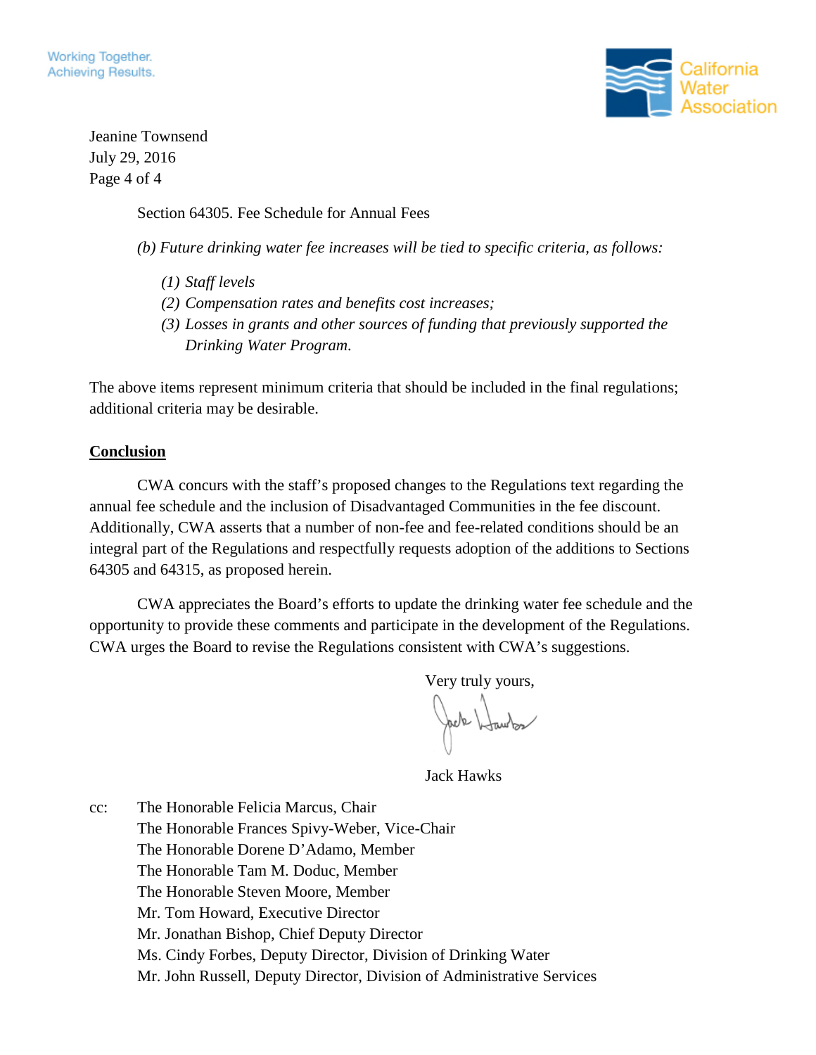Jeanine Townsend
July 29, 2016

Section 64305. Fee Schedule for Annual Fees

*(b) Future drinking water fee increases will be tied to specific criteria, as follows:*

*(1) Staff levels*
*(2) Compensation rates and benefits cost increases;*
*(3) Losses in grants and other sources of funding that previously supported the Drinking Water Program.*

The above items represent minimum criteria that should be included in the final regulations; additional criteria may be desirable.

**Conclusion**

CWA concurs with the staff's proposed changes to the Regulations text regarding the annual fee schedule and the inclusion of Disadvantaged Communities in the fee discount. Additionally, CWA asserts that a number of non-fee and fee-related conditions should be an integral part of the Regulations and respectfully requests adoption of the additions to Sections 64305 and 64315, as proposed herein.

CWA appreciates the Board's efforts to update the drinking water fee schedule and the opportunity to provide these comments and participate in the development of the Regulations. CWA urges the Board to revise the Regulations consistent with CWA's suggestions.

Very truly yours,

Jack Hawks

cc: The Honorable Felicia Marcus, Chair
The Honorable Frances Spivy-Weber, Vice-Chair
The Honorable Dorene D'Adamo, Member
The Honorable Tam M. Doduc, Member
The Honorable Steven Moore, Member
Mr. Tom Howard, Executive Director
Mr. Jonathan Bishop, Chief Deputy Director
Ms. Cindy Forbes, Deputy Director, Division of Drinking Water
Mr. John Russell, Deputy Director, Division of Administrative Services